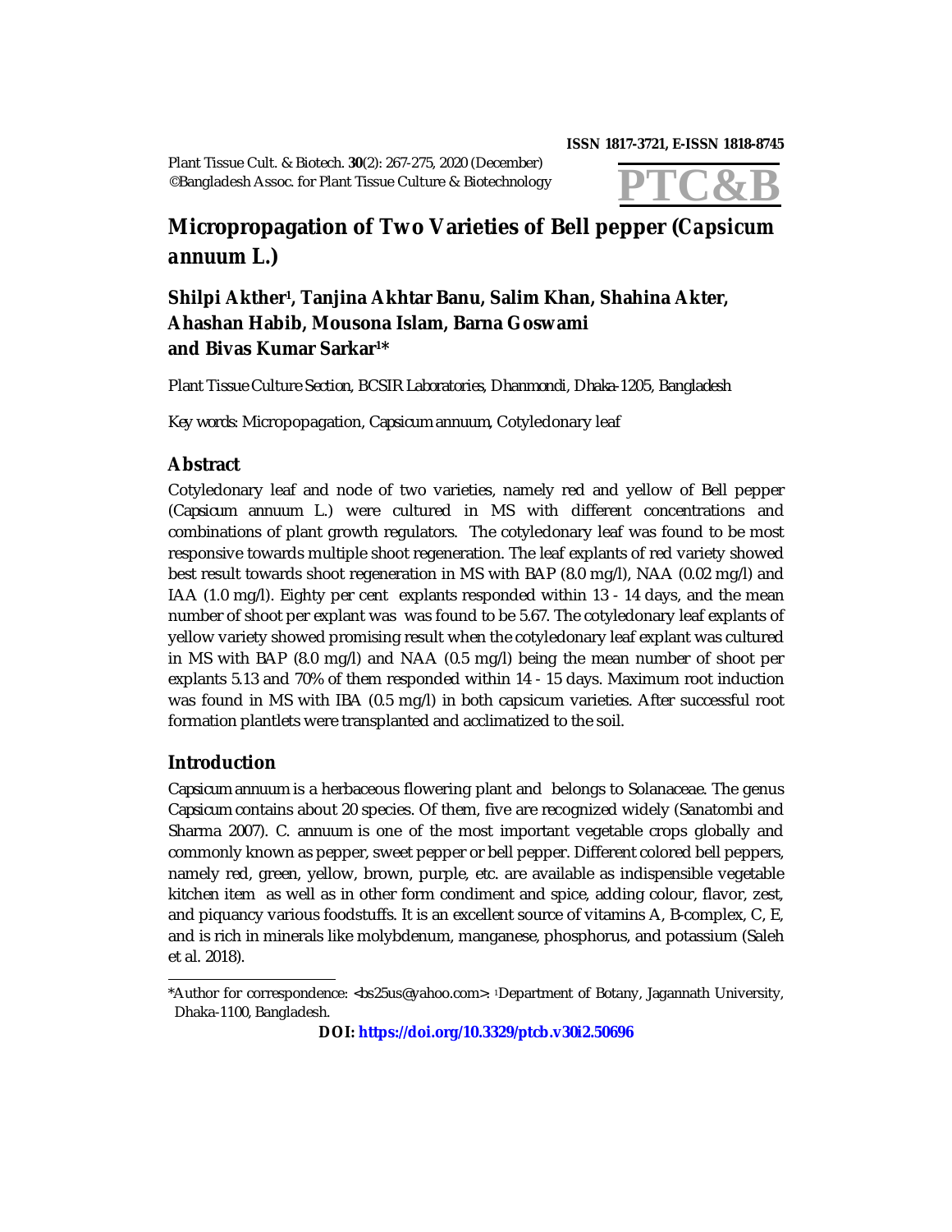# Micropropagation of Two Varieties of Bell pepper (*Capsicum annuum* L.)

**Shilpi Akther[1], Tanjina Akhtar Banu, Salim Khan, Shahina Akter, Ahashan Habib, Mousona Islam, Barna Goswami and Bivas Kumar Sarkar[1]***

Plant Tissue Culture Section, BCSIR Laboratories, Dhanmondi, Dhaka-1205, Bangladesh

Key words: Micropopagation, *Capsicum annuum*, Cotyledonary leaf

## Abstract

Cotyledonary leaf and node of two varieties, namely red and yellow of Bell pepper (*Capsicum annuum* L.) were cultured in MS with different concentrations and combinations of plant growth regulators. The cotyledonary leaf was found to be most responsive towards multiple shoot regeneration. The leaf explants of red variety showed best result towards shoot regeneration in MS with BAP (8.0 mg/l), NAA (0.02 mg/l) and IAA (1.0 mg/l). Eighty per cent explants responded within 13 - 14 days, and the mean number of shoot per explant was was found to be 5.67. The cotyledonary leaf explants of yellow variety showed promising result when the cotyledonary leaf explant was cultured in MS with BAP (8.0 mg/l) and NAA (0.5 mg/l) being the mean number of shoot per explants 5.13 and 70% of them responded within 14 - 15 days. Maximum root induction was found in MS with IBA (0.5 mg/l) in both capsicum varieties. After successful root formation plantlets were transplanted and acclimatized to the soil.

## Introduction

*Capsicum annuum* is a herbaceous flowering plant and belongs to Solanaceae. The genus *Capsicum* contains about 20 species. Of them, five are recognized widely (Sanatombi and Sharma 2007). *C. annuum* is one of the most important vegetable crops globally and commonly known as pepper, sweet pepper or bell pepper. Different colored bell peppers, namely red, green, yellow, brown, purple, etc. are available as indispensible vegetable kitchen item as well as in other form condiment and spice, adding colour, flavor, zest, and piquancy various foodstuffs. It is an excellent source of vitamins A, B-complex, C, E, and is rich in minerals like molybdenum, manganese, phosphorus, and potassium (Saleh et al. 2018).

---

*Author for correspondence: <bs25us@yahoo.com>. [1]Department of Botany, Jagannath University, Dhaka-1100, Bangladesh.

**DOI: https://doi.org/10.3329/ptcb.v30i2.50696**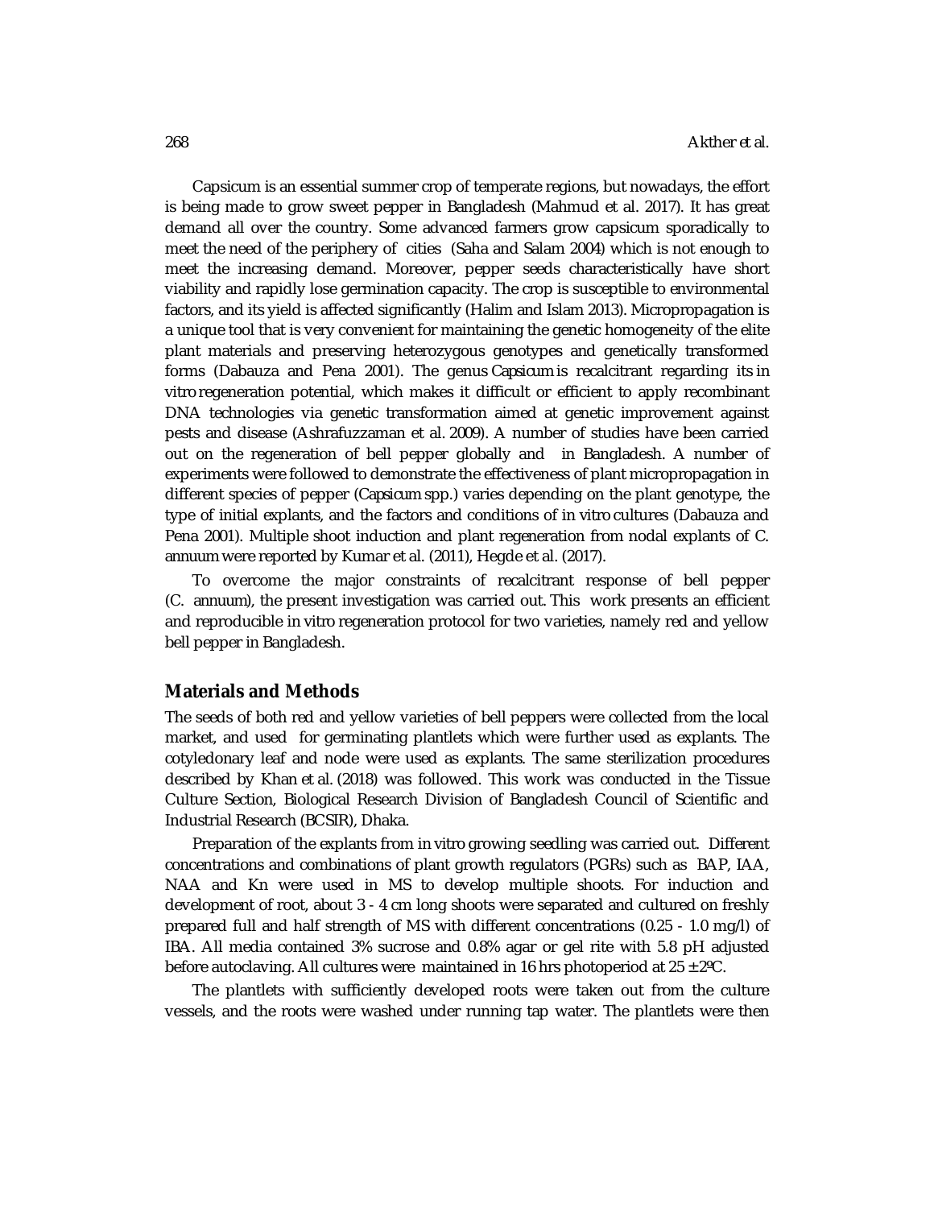Capsicum is an essential summer crop of temperate regions, but nowadays, the effort is being made to grow sweet pepper in Bangladesh (Mahmud et al. 2017). It has great demand all over the country. Some advanced farmers grow capsicum sporadically to meet the need of the periphery of cities (Saha and Salam 2004) which is not enough to meet the increasing demand. Moreover, pepper seeds characteristically have short viability and rapidly lose germination capacity. The crop is susceptible to environmental factors, and its yield is affected significantly (Halim and Islam 2013). Micropropagation is a unique tool that is very convenient for maintaining the genetic homogeneity of the elite plant materials and preserving heterozygous genotypes and genetically transformed forms (Dabauza and Pena 2001). The genus *Capsicum* is recalcitrant regarding its *in vitro* regeneration potential, which makes it difficult or efficient to apply recombinant DNA technologies via genetic transformation aimed at genetic improvement against pests and disease (Ashrafuzzaman et al. 2009). A number of studies have been carried out on the regeneration of bell pepper globally and in Bangladesh. A number of experiments were followed to demonstrate the effectiveness of plant micropropagation in different species of pepper (*Capsicum* spp.) varies depending on the plant genotype, the type of initial explants, and the factors and conditions of *in vitro* cultures (Dabauza and Pena 2001). Multiple shoot induction and plant regeneration from nodal explants of *C. annuum* were reported by Kumar et al. (2011), Hegde et al. (2017).

To overcome the major constraints of recalcitrant response of bell pepper (*C. annuum*), the present investigation was carried out. This work presents an efficient and reproducible *in vitro* regeneration protocol for two varieties, namely red and yellow bell pepper in Bangladesh.

## Materials and Methods

The seeds of both red and yellow varieties of bell peppers were collected from the local market, and used for germinating plantlets which were further used as explants. The cotyledonary leaf and node were used as explants. The same sterilization procedures described by Khan et al. (2018) was followed. This work was conducted in the Tissue Culture Section, Biological Research Division of Bangladesh Council of Scientific and Industrial Research (BCSIR), Dhaka.

Preparation of the explants from *in vitro* growing seedling was carried out. Different concentrations and combinations of plant growth regulators (PGRs) such as BAP, IAA, NAA and Kn were used in MS to develop multiple shoots. For induction and development of root, about 3 - 4 cm long shoots were separated and cultured on freshly prepared full and half strength of MS with different concentrations (0.25 - 1.0 mg/l) of IBA. All media contained 3% sucrose and 0.8% agar or gel rite with 5.8 pH adjusted before autoclaving. All cultures were maintained in 16 hrs photoperiod at 25 ± 2ºC.

The plantlets with sufficiently developed roots were taken out from the culture vessels, and the roots were washed under running tap water. The plantlets were then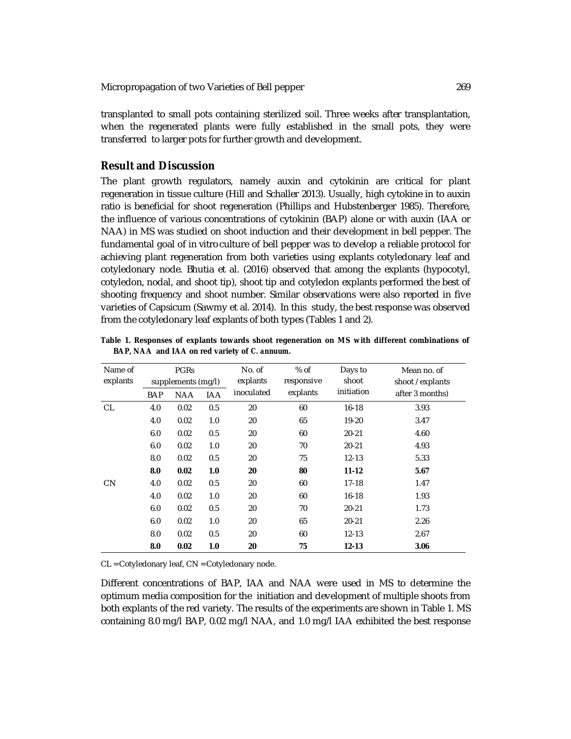transplanted to small pots containing sterilized soil. Three weeks after transplantation, when the regenerated plants were fully established in the small pots, they were transferred to larger pots for further growth and development.

## Result and Discussion

The plant growth regulators, namely auxin and cytokinin are critical for plant regeneration in tissue culture (Hill and Schaller 2013). Usually, high cytokine in to auxin ratio is beneficial for shoot regeneration (Phillips and Hubstenberger 1985). Therefore, the influence of various concentrations of cytokinin (BAP) alone or with auxin (IAA or NAA) in MS was studied on shoot induction and their development in bell pepper. The fundamental goal of in vitro culture of bell pepper was to develop a reliable protocol for achieving plant regeneration from both varieties using explants cotyledonary leaf and cotyledonary node. Bhutia et al. (2016) observed that among the explants (hypocotyl, cotyledon, nodal, and shoot tip), shoot tip and cotyledon explants performed the best of shooting frequency and shoot number. Similar observations were also reported in five varieties of Capsicum (Sawmy et al. 2014). In this study, the best response was observed from the cotyledonary leaf explants of both types (Tables 1 and 2).

**Table 1. Responses of explants towards shoot regeneration on MS with different combinations of BAP, NAA and IAA on red variety of *C. annuum*.**

| Name of explants | PGRs supplements (mg/l) | | | No. of explants inoculated | % of responsive explants | Days to shoot initiation | Mean no. of shoot / explants after 3 months) |
|---|---|---|---|---|---|---|---|
| | BAP | NAA | IAA | | | | |
| CL | 4.0 | 0.02 | 0.5 | 20 | 60 | 16-18 | 3.93 |
| | 4.0 | 0.02 | 1.0 | 20 | 65 | 19-20 | 3.47 |
| | 6.0 | 0.02 | 0.5 | 20 | 60 | 20-21 | 4.60 |
| | 6.0 | 0.02 | 1.0 | 20 | 70 | 20-21 | 4.93 |
| | 8.0 | 0.02 | 0.5 | 20 | 75 | 12-13 | 5.33 |
| | **8.0** | **0.02** | **1.0** | **20** | **80** | **11-12** | **5.67** |
| CN | 4.0 | 0.02 | 0.5 | 20 | 60 | 17-18 | 1.47 |
| | 4.0 | 0.02 | 1.0 | 20 | 60 | 16-18 | 1.93 |
| | 6.0 | 0.02 | 0.5 | 20 | 70 | 20-21 | 1.73 |
| | 6.0 | 0.02 | 1.0 | 20 | 65 | 20-21 | 2.26 |
| | 8.0 | 0.02 | 0.5 | 20 | 60 | 12-13 | 2.67 |
| | **8.0** | **0.02** | **1.0** | **20** | **75** | **12-13** | **3.06** |

CL = Cotyledonary leaf, CN = Cotyledonary node.

Different concentrations of BAP, IAA and NAA were used in MS to determine the optimum media composition for the initiation and development of multiple shoots from both explants of the red variety. The results of the experiments are shown in Table 1. MS containing 8.0 mg/l BAP, 0.02 mg/l NAA, and 1.0 mg/l IAA exhibited the best response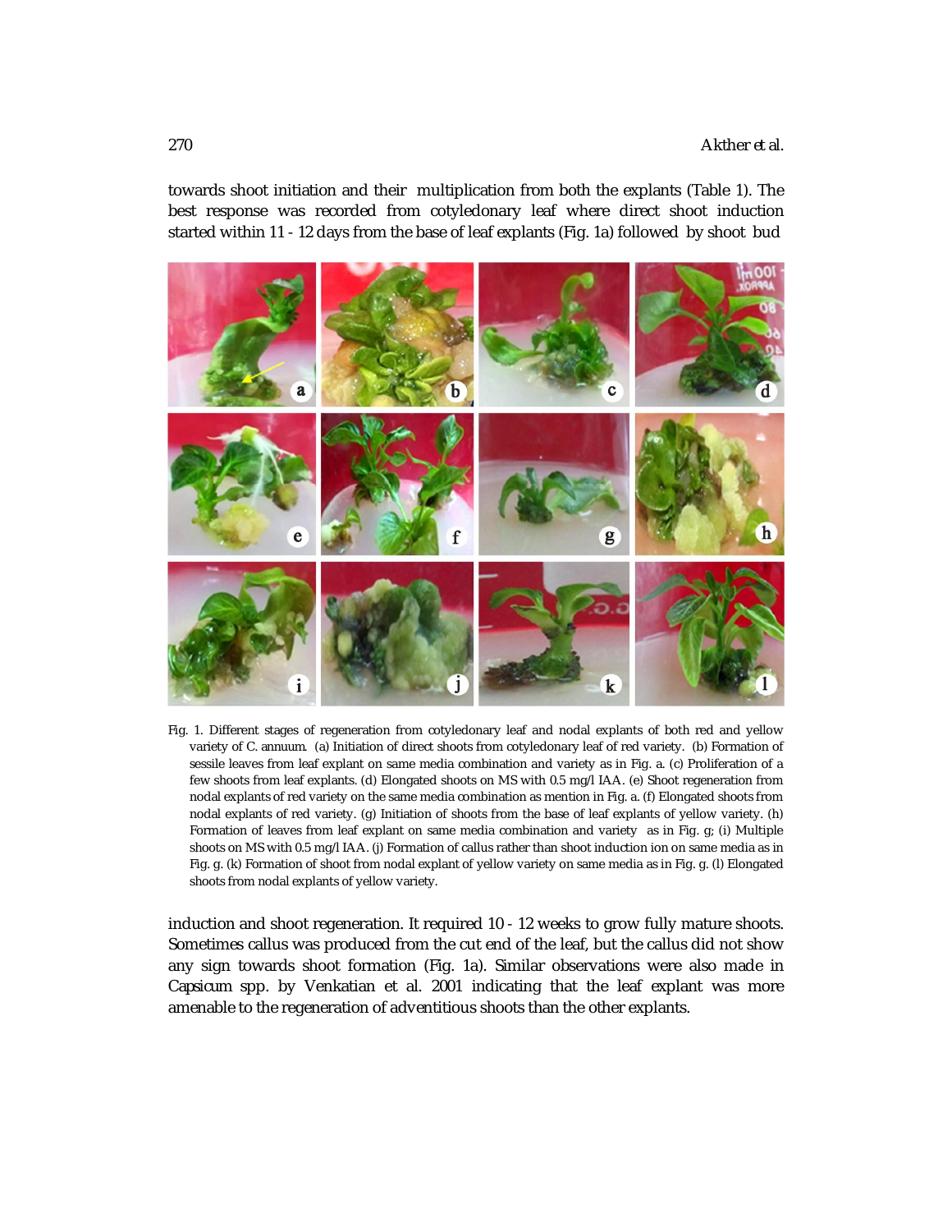towards shoot initiation and their multiplication from both the explants (Table 1). The best response was recorded from cotyledonary leaf where direct shoot induction started within 11 - 12 days from the base of leaf explants (Fig. 1a) followed by shoot bud

Fig. 1. Different stages of regeneration from cotyledonary leaf and nodal explants of both red and yellow variety of C. annuum. (a) Initiation of direct shoots from cotyledonary leaf of red variety. (b) Formation of sessile leaves from leaf explant on same media combination and variety as in Fig. a. (c) Proliferation of a few shoots from leaf explants. (d) Elongated shoots on MS with 0.5 mg/l IAA. (e) Shoot regeneration from nodal explants of red variety on the same media combination as mention in Fig. a. (f) Elongated shoots from nodal explants of red variety. (g) Initiation of shoots from the base of leaf explants of yellow variety. (h) Formation of leaves from leaf explant on same media combination and variety as in Fig. g; (i) Multiple shoots on MS with 0.5 mg/l IAA. (j) Formation of callus rather than shoot induction ion on same media as in Fig. g. (k) Formation of shoot from nodal explant of yellow variety on same media as in Fig. g. (l) Elongated shoots from nodal explants of yellow variety.

induction and shoot regeneration. It required 10 - 12 weeks to grow fully mature shoots. Sometimes callus was produced from the cut end of the leaf, but the callus did not show any sign towards shoot formation (Fig. 1a). Similar observations were also made in Capsicum spp. by Venkatian et al. 2001 indicating that the leaf explant was more amenable to the regeneration of adventitious shoots than the other explants.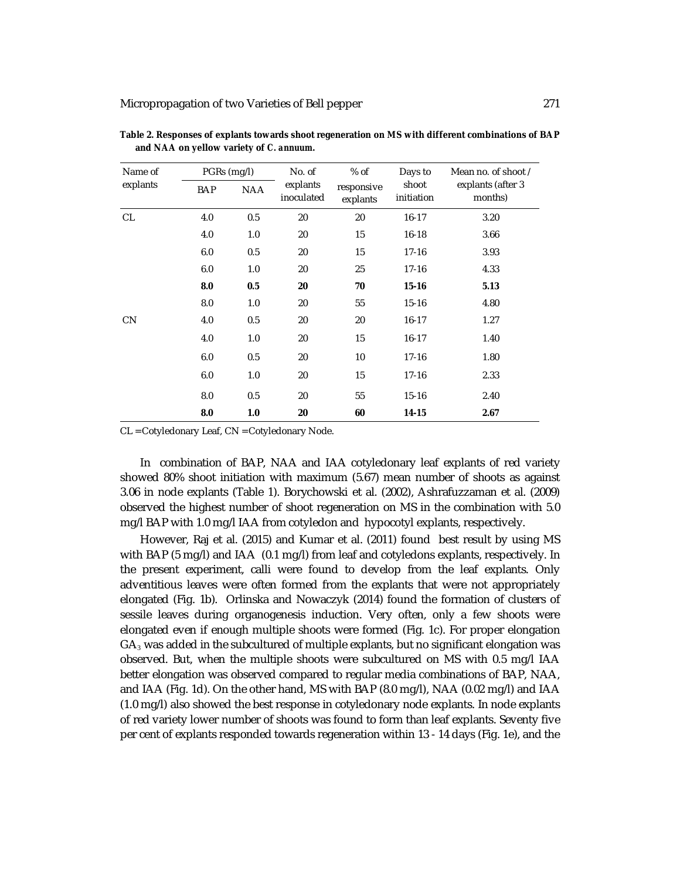**Table 2. Responses of explants towards shoot regeneration on MS with different combinations of BAP and NAA on yellow variety of *C. annuum*.**

| Name of explants | PGRs (mg/l) | | No. of explants inoculated | % of responsive explants | Days to shoot initiation | Mean no. of shoot / explants (after 3 months) |
|---|---|---|---|---|---|---|
| | BAP | NAA | | | | |
| CL | 4.0 | 0.5 | 20 | 20 | 16-17 | 3.20 |
| | 4.0 | 1.0 | 20 | 15 | 16-18 | 3.66 |
| | 6.0 | 0.5 | 20 | 15 | 17-16 | 3.93 |
| | 6.0 | 1.0 | 20 | 25 | 17-16 | 4.33 |
| | **8.0** | **0.5** | **20** | **70** | **15-16** | **5.13** |
| | 8.0 | 1.0 | 20 | 55 | 15-16 | 4.80 |
| CN | 4.0 | 0.5 | 20 | 20 | 16-17 | 1.27 |
| | 4.0 | 1.0 | 20 | 15 | 16-17 | 1.40 |
| | 6.0 | 0.5 | 20 | 10 | 17-16 | 1.80 |
| | 6.0 | 1.0 | 20 | 15 | 17-16 | 2.33 |
| | 8.0 | 0.5 | 20 | 55 | 15-16 | 2.40 |
| | **8.0** | **1.0** | **20** | **60** | **14-15** | **2.67** |

CL = Cotyledonary Leaf, CN = Cotyledonary Node.

In combination of BAP, NAA and IAA cotyledonary leaf explants of red variety showed 80% shoot initiation with maximum (5.67) mean number of shoots as against 3.06 in node explants (Table 1). Borychowski et al. (2002), Ashrafuzzaman et al. (2009) observed the highest number of shoot regeneration on MS in the combination with 5.0 mg/l BAP with 1.0 mg/l IAA from cotyledon and hypocotyl explants, respectively.

However, Raj et al. (2015) and Kumar et al. (2011) found best result by using MS with BAP (5 mg/l) and IAA (0.1 mg/l) from leaf and cotyledons explants, respectively. In the present experiment, calli were found to develop from the leaf explants. Only adventitious leaves were often formed from the explants that were not appropriately elongated (Fig. 1b). Orlinska and Nowaczyk (2014) found the formation of clusters of sessile leaves during organogenesis induction. Very often, only a few shoots were elongated even if enough multiple shoots were formed (Fig. 1c). For proper elongation $GA_3$ was added in the subcultured of multiple explants, but no significant elongation was observed. But, when the multiple shoots were subcultured on MS with 0.5 mg/l IAA better elongation was observed compared to regular media combinations of BAP, NAA, and IAA (Fig. 1d). On the other hand, MS with BAP (8.0 mg/l), NAA (0.02 mg/l) and IAA (1.0 mg/l) also showed the best response in cotyledonary node explants. In node explants of red variety lower number of shoots was found to form than leaf explants. Seventy five per cent of explants responded towards regeneration within 13 - 14 days (Fig. 1e), and the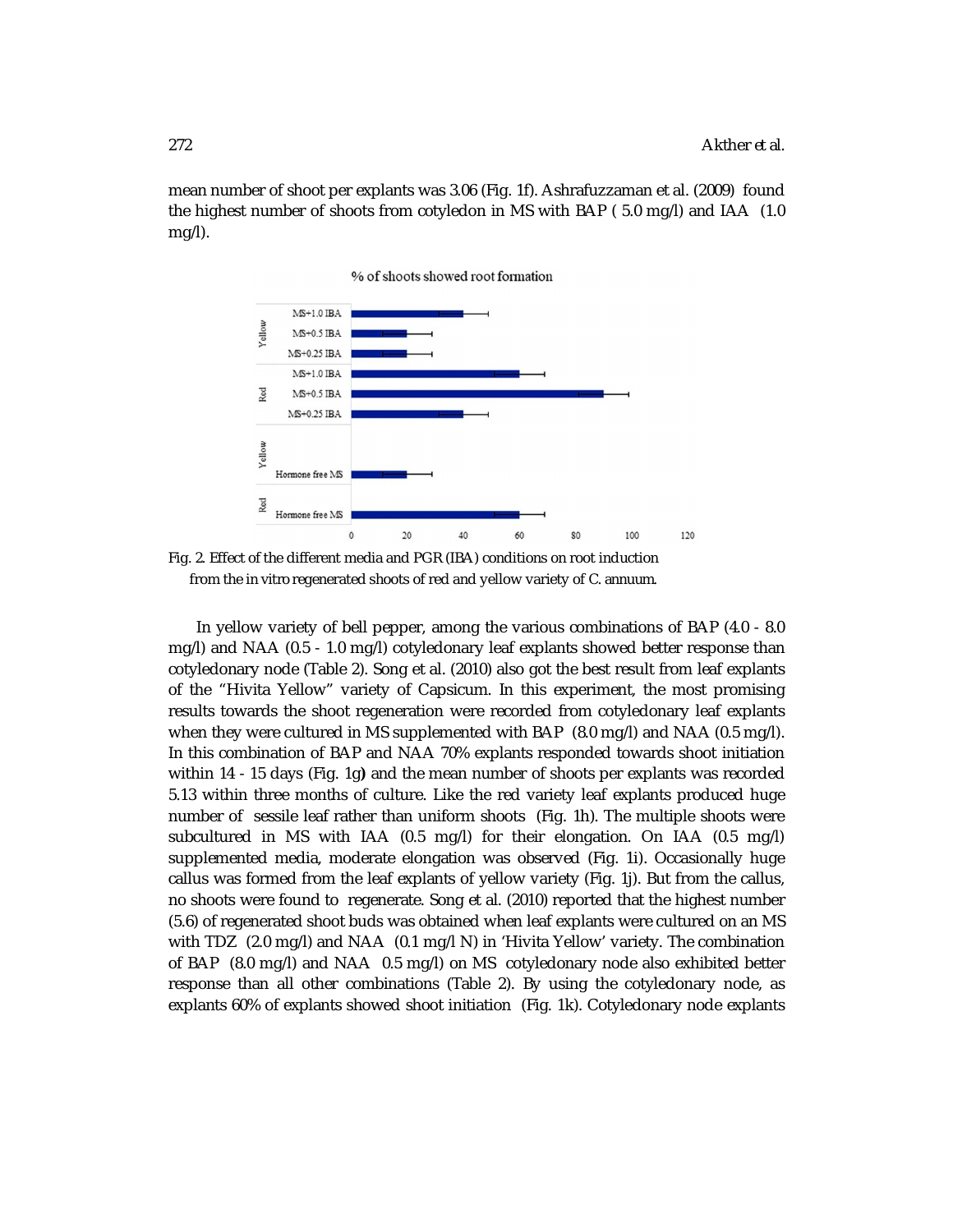mean number of shoot per explants was 3.06 (Fig. 1f). Ashrafuzzaman et al. (2009) found the highest number of shoots from cotyledon in MS with BAP ( 5.0 mg/l) and IAA (1.0 mg/l).

Fig. 2. Effect of the different media and PGR (IBA) conditions on root induction from the in vitro regenerated shoots of red and yellow variety of C. annuum.

In yellow variety of bell pepper, among the various combinations of BAP (4.0 - 8.0 mg/l) and NAA (0.5 - 1.0 mg/l) cotyledonary leaf explants showed better response than cotyledonary node (Table 2). Song et al. (2010) also got the best result from leaf explants of the "Hivita Yellow" variety of Capsicum. In this experiment, the most promising results towards the shoot regeneration were recorded from cotyledonary leaf explants when they were cultured in MS supplemented with BAP (8.0 mg/l) and NAA (0.5 mg/l). In this combination of BAP and NAA 70% explants responded towards shoot initiation within 14 - 15 days (Fig. 1g) and the mean number of shoots per explants was recorded 5.13 within three months of culture. Like the red variety leaf explants produced huge number of sessile leaf rather than uniform shoots (Fig. 1h). The multiple shoots were subcultured in MS with IAA (0.5 mg/l) for their elongation. On IAA (0.5 mg/l) supplemented media, moderate elongation was observed (Fig. 1i). Occasionally huge callus was formed from the leaf explants of yellow variety (Fig. 1j). But from the callus, no shoots were found to regenerate. Song et al. (2010) reported that the highest number (5.6) of regenerated shoot buds was obtained when leaf explants were cultured on an MS with TDZ (2.0 mg/l) and NAA (0.1 mg/l N) in 'Hivita Yellow' variety. The combination of BAP (8.0 mg/l) and NAA 0.5 mg/l) on MS cotyledonary node also exhibited better response than all other combinations (Table 2). By using the cotyledonary node, as explants 60% of explants showed shoot initiation (Fig. 1k). Cotyledonary node explants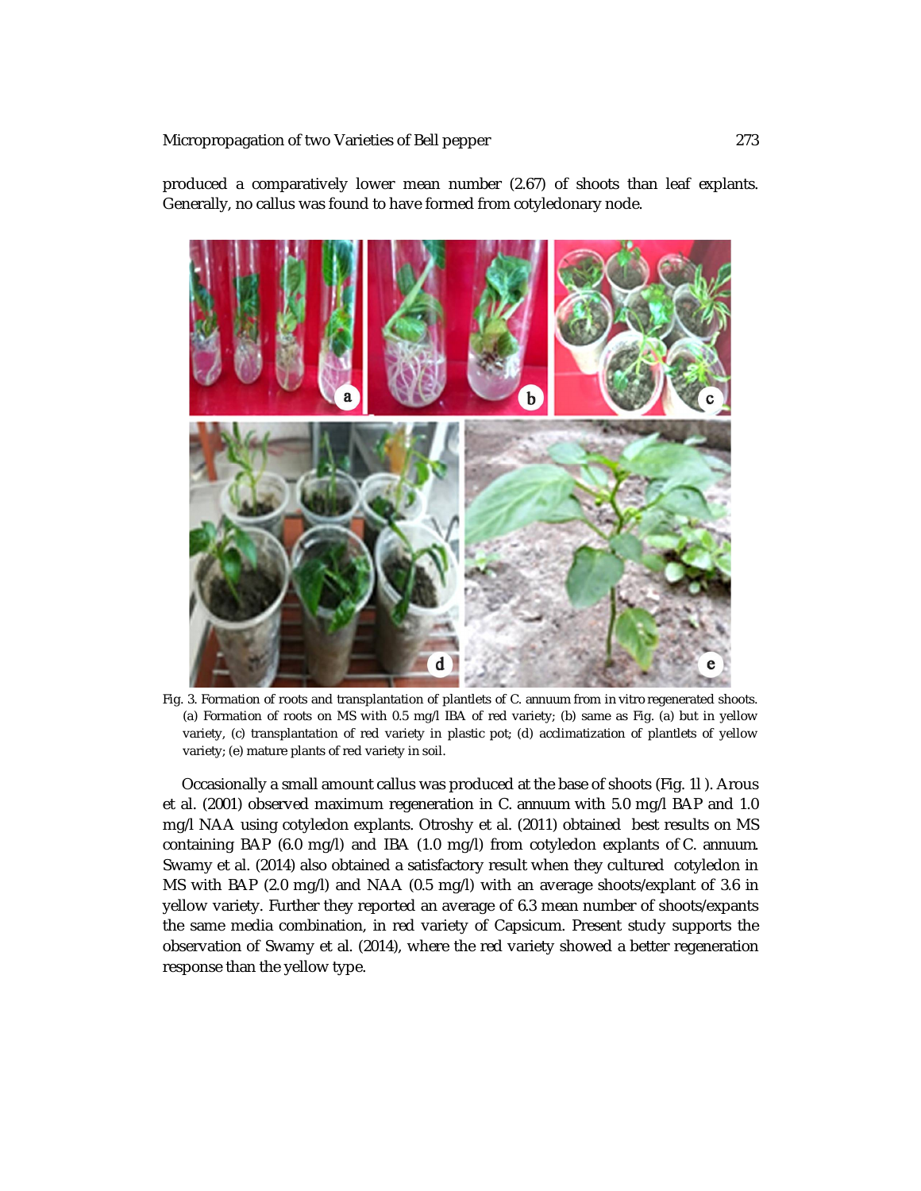produced a comparatively lower mean number (2.67) of shoots than leaf explants. Generally, no callus was found to have formed from cotyledonary node.

Fig. 3. Formation of roots and transplantation of plantlets of C. annuum from in vitro regenerated shoots. (a) Formation of roots on MS with 0.5 mg/l IBA of red variety; (b) same as Fig. (a) but in yellow variety, (c) transplantation of red variety in plastic pot; (d) acclimatization of plantlets of yellow variety; (e) mature plants of red variety in soil.

Occasionally a small amount callus was produced at the base of shoots (Fig. 1l ). Arous et al. (2001) observed maximum regeneration in C. annuum with 5.0 mg/l BAP and 1.0 mg/l NAA using cotyledon explants. Otroshy et al. (2011) obtained best results on MS containing BAP (6.0 mg/l) and IBA (1.0 mg/l) from cotyledon explants of C. annuum. Swamy et al. (2014) also obtained a satisfactory result when they cultured cotyledon in MS with BAP (2.0 mg/l) and NAA (0.5 mg/l) with an average shoots/explant of 3.6 in yellow variety. Further they reported an average of 6.3 mean number of shoots/expants the same media combination, in red variety of Capsicum. Present study supports the observation of Swamy et al. (2014), where the red variety showed a better regeneration response than the yellow type.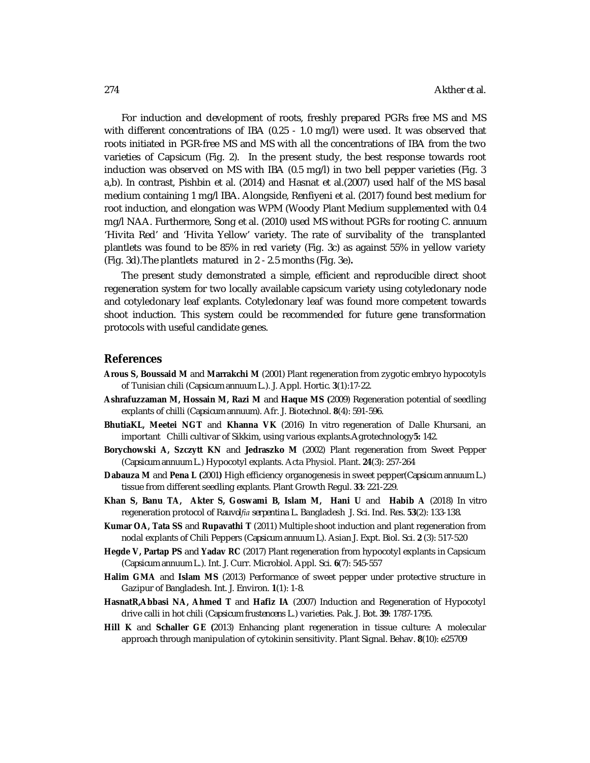For induction and development of roots, freshly prepared PGRs free MS and MS with different concentrations of IBA (0.25 - 1.0 mg/l) were used. It was observed that roots initiated in PGR-free MS and MS with all the concentrations of IBA from the two varieties of Capsicum (Fig. 2). In the present study, the best response towards root induction was observed on MS with IBA (0.5 mg/l) in two bell pepper varieties (Fig. 3 a,b). In contrast, Pishbin et al. (2014) and Hasnat et al.(2007) used half of the MS basal medium containing 1 mg/l IBA. Alongside, Renfiyeni et al. (2017) found best medium for root induction, and elongation was WPM (Woody Plant Medium supplemented with 0.4 mg/l NAA. Furthermore, Song et al. (2010) used MS without PGRs for rooting C. annuum 'Hivita Red' and 'Hivita Yellow' variety. The rate of survibality of the transplanted plantlets was found to be 85% in red variety (Fig. 3c) as against 55% in yellow variety (Fig. 3d).The plantlets matured in 2 - 2.5 months (Fig. 3e).

The present study demonstrated a simple, efficient and reproducible direct shoot regeneration system for two locally available capsicum variety using cotyledonary node and cotyledonary leaf explants. Cotyledonary leaf was found more competent towards shoot induction. This system could be recommended for future gene transformation protocols with useful candidate genes.

## References

**Arous S, Boussaid M** and **Marrakchi M** (2001) Plant regeneration from zygotic embryo hypocotyls of Tunisian chili (*Capsicum annuum* L.). J. Appl. Hortic. **3**(1):17-22.

**Ashrafuzzaman M, Hossain M, Razi M** and **Haque MS** (2009) Regeneration potential of seedling explants of chilli (*Capsicum annuum*). Afr. J. Biotechnol. **8**(4): 591-596.

**BhutiaKL, Meetei NGT** and **Khanna VK** (2016) In vitro regeneration of Dalle Khursani, an important Chilli cultivar of Sikkim, using various explants.Agrotechnology**5:** 142.

**Borychowski A, Szczytt KN** and **Jedraszko M** (2002) Plant regeneration from Sweet Pepper (*Capsicum annuum* L.) Hypocotyl explants. Acta Physiol. Plant. **24**(3): 257-264

**Dabauza M** and **Pena L** (2001) High efficiency organogenesis in sweet pepper(*Capsicum annuum* L.) tissue from different seedling explants. Plant Growth Regul. **33**: 221-229.

**Khan S, Banu TA, Akter S, Goswami B, Islam M, Hani U** and **Habib A** (2018) In vitro regeneration protocol of *Rauvolfia serpentina* L. Bangladesh J. Sci. Ind. Res. **53**(2): 133-138.

**Kumar OA, Tata SS** and **Rupavathi T** (2011) Multiple shoot induction and plant regeneration from nodal explants of Chili Peppers (*Capsicum annuum* L). Asian J. Expt. Biol. Sci. **2** (3): 517-520

**Hegde V, Partap PS** and **Yadav RC** (2017) Plant regeneration from hypocotyl explants in Capsicum (*Capsicum annuum* L.). Int. J. Curr. Microbiol. Appl. Sci. **6**(7): 545-557

**Halim GMA** and **Islam MS** (2013) Performance of sweet pepper under protective structure in Gazipur of Bangladesh. Int. J. Environ. **1**(1): 1-8.

**HasnatR,Abbasi NA, Ahmed T** and **Hafiz IA** (2007) Induction and Regeneration of Hypocotyl drive calli in hot chili (*Capsicum frustencens* L.) varieties. Pak. J. Bot. **39**: 1787-1795.

**Hill K** and **Schaller GE** (2013) Enhancing plant regeneration in tissue culture: A molecular approach through manipulation of cytokinin sensitivity. Plant Signal. Behav. **8**(10): e25709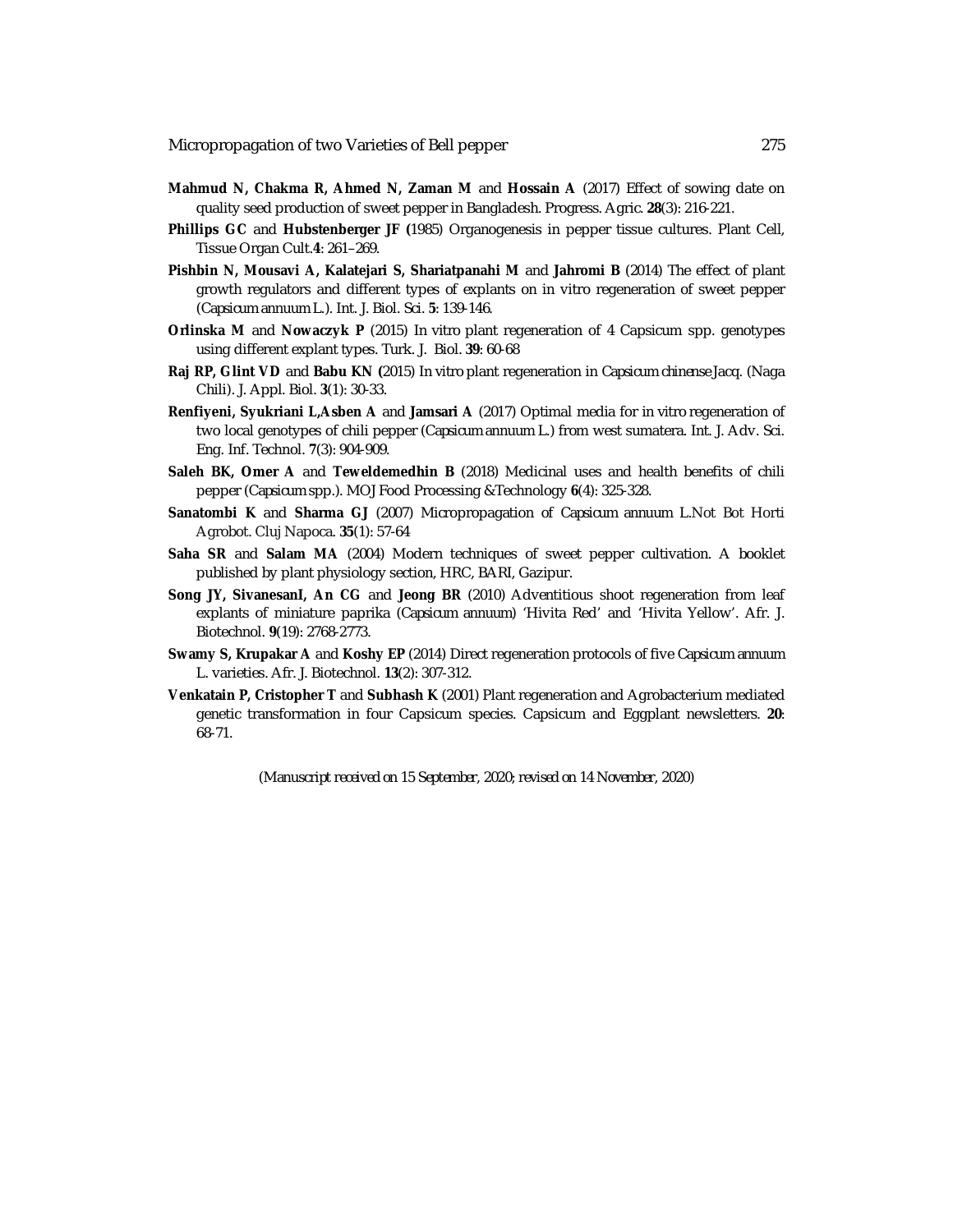**Mahmud N, Chakma R, Ahmed N, Zaman M** and **Hossain A** (2017) Effect of sowing date on quality seed production of sweet pepper in Bangladesh. Progress. Agric. **28**(3): 216-221.

**Phillips GC** and **Hubstenberger JF (**1985) Organogenesis in pepper tissue cultures. Plant Cell, Tissue Organ Cult.**4**: 261–269.

**Pishbin N, Mousavi A, Kalatejari S, Shariatpanahi M** and **Jahromi B** (2014) The effect of plant growth regulators and different types of explants on in vitro regeneration of sweet pepper (*Capsicum annuum* L.). Int. J. Biol. Sci. **5**: 139-146.

**Orlinska M** and **Nowaczyk P** (2015) In vitro plant regeneration of 4 Capsicum spp. genotypes using different explant types. Turk. J. Biol. **39**: 60-68

**Raj RP, Glint VD** and **Babu KN (**2015) In vitro plant regeneration in *Capsicum chinense* Jacq. (Naga Chili). J. Appl. Biol. **3**(1): 30-33.

**Renfiyeni, Syukriani L,Asben A** and **Jamsari A** (2017) Optimal media for in vitro regeneration of two local genotypes of chili pepper (*Capsicum annuum* L.) from west sumatera. Int. J. Adv. Sci. Eng. Inf. Technol. **7**(3): 904-909.

**Saleh BK, Omer A** and **Teweldemedhin B** (2018) Medicinal uses and health benefits of chili pepper (*Capsicum* spp.). MOJ Food Processing &Technology **6**(4): 325-328.

**Sanatombi K** and **Sharma GJ** (2007) Micropropagation of *Capsicum annuum* L.Not Bot Horti Agrobot. Cluj Napoca. **35**(1): 57-64

**Saha SR** and **Salam MA** (2004) Modern techniques of sweet pepper cultivation. A booklet published by plant physiology section, HRC, BARI, Gazipur.

**Song JY, SivanesanI, An CG** and **Jeong BR** (2010) Adventitious shoot regeneration from leaf explants of miniature paprika (*Capsicum annuum*) 'Hivita Red' and 'Hivita Yellow'. Afr. J. Biotechnol. **9**(19): 2768-2773.

**Swamy S, Krupakar A** and **Koshy EP** (2014) Direct regeneration protocols of five *Capsicum annuum* L. varieties. Afr. J. Biotechnol. **13**(2): 307-312.

**Venkatain P, Cristopher T** and **Subhash K** (2001) Plant regeneration and Agrobacterium mediated genetic transformation in four Capsicum species. Capsicum and Eggplant newsletters. **20**: 68-71.

*(Manuscript received on 15 September, 2020; revised on 14 November, 2020)*